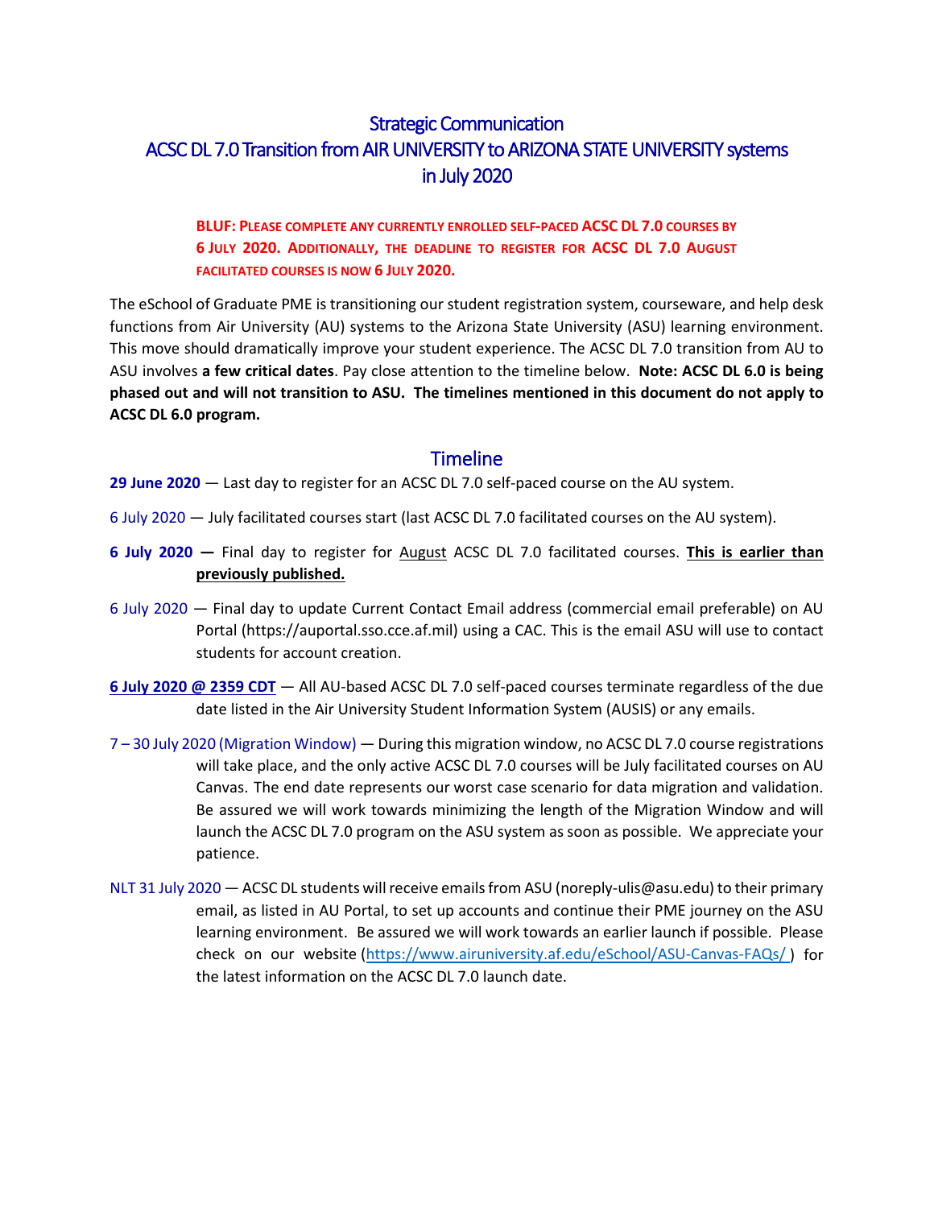# Strategic Communication
# ACSC DL 7.0 Transition from AIR UNIVERSITY to ARIZONA STATE UNIVERSITY systems in July 2020

**BLUF: PLEASE COMPLETE ANY CURRENTLY ENROLLED SELF-PACED ACSC DL 7.0 COURSES BY 6 JULY 2020. ADDITIONALLY, THE DEADLINE TO REGISTER FOR ACSC DL 7.0 AUGUST FACILITATED COURSES IS NOW 6 JULY 2020.**

The eSchool of Graduate PME is transitioning our student registration system, courseware, and help desk functions from Air University (AU) systems to the Arizona State University (ASU) learning environment. This move should dramatically improve your student experience. The ACSC DL 7.0 transition from AU to ASU involves **a few critical dates**. Pay close attention to the timeline below. **Note: ACSC DL 6.0 is being phased out and will not transition to ASU. The timelines mentioned in this document do not apply to ACSC DL 6.0 program.**

## Timeline

**29 June 2020** — Last day to register for an ACSC DL 7.0 self-paced course on the AU system.

6 July 2020 — July facilitated courses start (last ACSC DL 7.0 facilitated courses on the AU system).

**6 July 2020 —** Final day to register for <u>August</u> ACSC DL 7.0 facilitated courses. **<u>This is earlier than previously published.</u>**

6 July 2020 — Final day to update Current Contact Email address (commercial email preferable) on AU Portal (https://auportal.sso.cce.af.mil) using a CAC. This is the email ASU will use to contact students for account creation.

**<u>6 July 2020 @ 2359 CDT</u>** — All AU-based ACSC DL 7.0 self-paced courses terminate regardless of the due date listed in the Air University Student Information System (AUSIS) or any emails.

7 – 30 July 2020 (Migration Window) — During this migration window, no ACSC DL 7.0 course registrations will take place, and the only active ACSC DL 7.0 courses will be July facilitated courses on AU Canvas. The end date represents our worst case scenario for data migration and validation. Be assured we will work towards minimizing the length of the Migration Window and will launch the ACSC DL 7.0 program on the ASU system as soon as possible. We appreciate your patience.

NLT 31 July 2020 — ACSC DL students will receive emails from ASU (noreply-ulis@asu.edu) to their primary email, as listed in AU Portal, to set up accounts and continue their PME journey on the ASU learning environment. Be assured we will work towards an earlier launch if possible. Please check on our website (https://www.airuniversity.af.edu/eSchool/ASU-Canvas-FAQs/) for the latest information on the ACSC DL 7.0 launch date.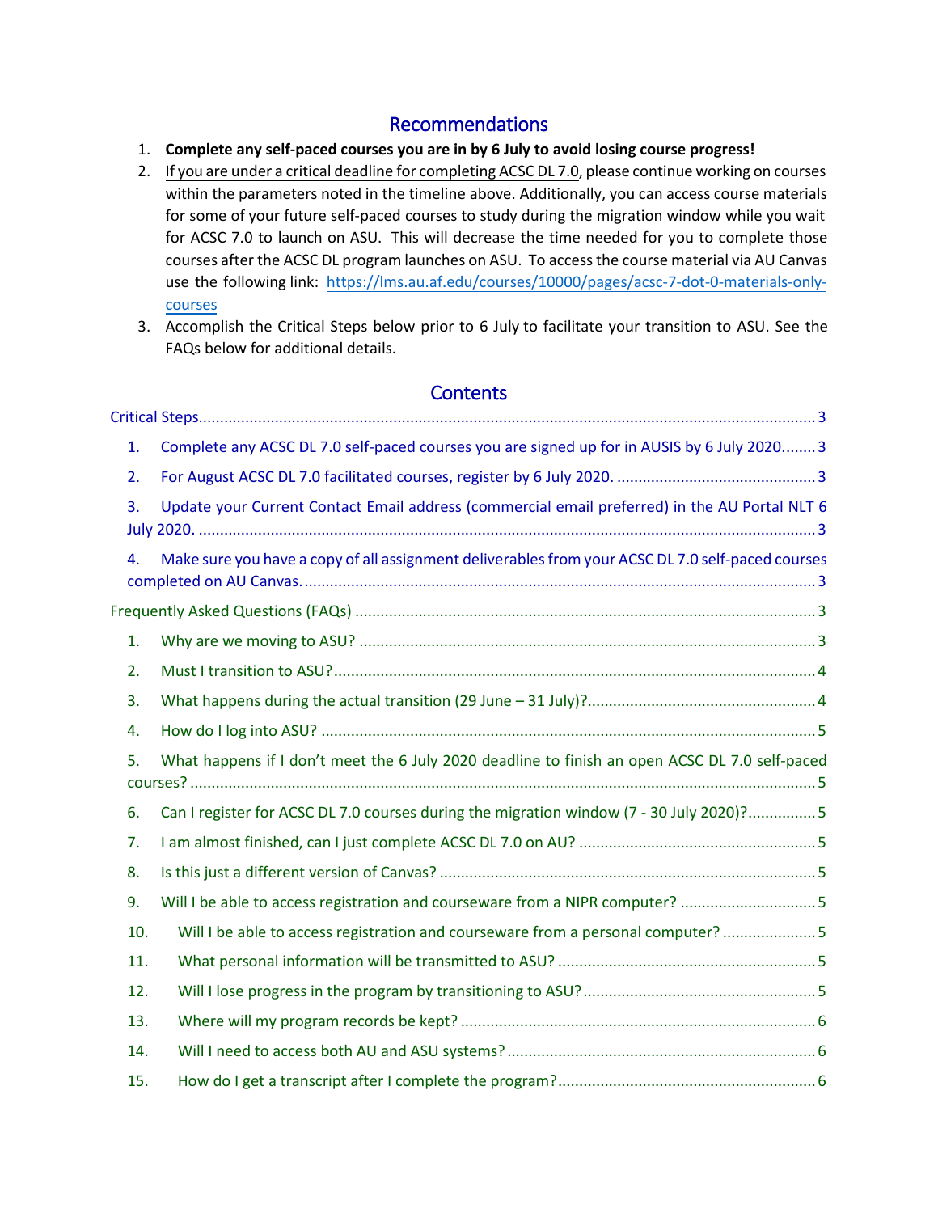## Recommendations

1. **Complete any self-paced courses you are in by 6 July to avoid losing course progress!**
2. If you are under a critical deadline for completing ACSC DL 7.0, please continue working on courses within the parameters noted in the timeline above. Additionally, you can access course materials for some of your future self-paced courses to study during the migration window while you wait for ACSC 7.0 to launch on ASU. This will decrease the time needed for you to complete those courses after the ACSC DL program launches on ASU. To access the course material via AU Canvas use the following link: https://lms.au.af.edu/courses/10000/pages/acsc-7-dot-0-materials-only-courses
3. Accomplish the Critical Steps below prior to 6 July to facilitate your transition to ASU. See the FAQs below for additional details.

## Contents

Critical Steps.......................................................................................................................................3

1. Complete any ACSC DL 7.0 self-paced courses you are signed up for in AUSIS by 6 July 2020........3
2. For August ACSC DL 7.0 facilitated courses, register by 6 July 2020. ...............................................3
3. Update your Current Contact Email address (commercial email preferred) in the AU Portal NLT 6 July 2020. ......................................................................................................................................3
4. Make sure you have a copy of all assignment deliverables from your ACSC DL 7.0 self-paced courses completed on AU Canvas. .............................................................................................................3

Frequently Asked Questions (FAQs) ...................................................................................................3

1. Why are we moving to ASU? ...........................................................................................................3
2. Must I transition to ASU?.................................................................................................................4
3. What happens during the actual transition (29 June – 31 July)?.....................................................4
4. How do I log into ASU? ....................................................................................................................5
5. What happens if I don't meet the 6 July 2020 deadline to finish an open ACSC DL 7.0 self-paced courses? .........................................................................................................................................5
6. Can I register for ACSC DL 7.0 courses during the migration window (7 - 30 July 2020)?................5
7. I am almost finished, can I just complete ACSC DL 7.0 on AU? .......................................................5
8. Is this just a different version of Canvas? ........................................................................................5
9. Will I be able to access registration and courseware from a NIPR computer? ................................5
10. Will I be able to access registration and courseware from a personal computer? ......................5
11. What personal information will be transmitted to ASU? ............................................................5
12. Will I lose progress in the program by transitioning to ASU? ......................................................5
13. Where will my program records be kept? ...................................................................................6
14. Will I need to access both AU and ASU systems? ........................................................................6
15. How do I get a transcript after I complete the program? ............................................................6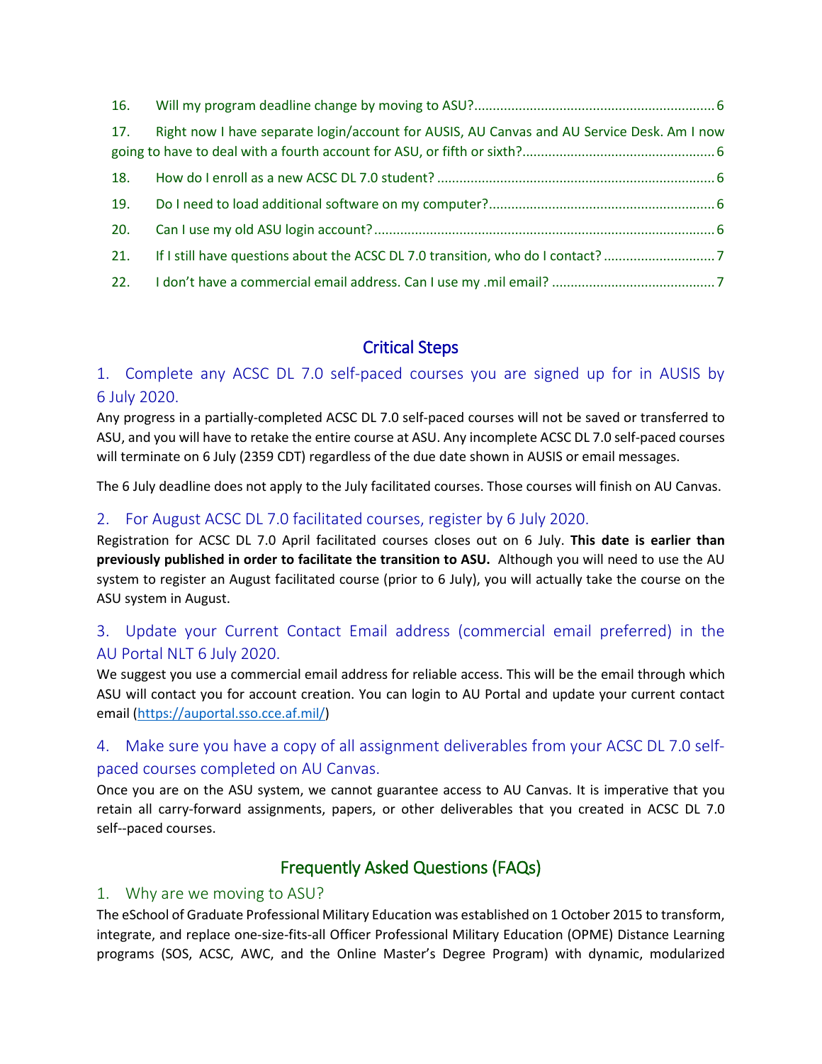16. Will my program deadline change by moving to ASU?................................................................6

17. Right now I have separate login/account for AUSIS, AU Canvas and AU Service Desk. Am I now going to have to deal with a fourth account for ASU, or fifth or sixth?...................................................6

18. How do I enroll as a new ACSC DL 7.0 student? ..........................................................................6

19. Do I need to load additional software on my computer?............................................................6

20. Can I use my old ASU login account? ...........................................................................................6

21. If I still have questions about the ACSC DL 7.0 transition, who do I contact? .............................7

22. I don't have a commercial email address. Can I use my .mil email? ...........................................7

## Critical Steps

### 1. Complete any ACSC DL 7.0 self-paced courses you are signed up for in AUSIS by 6 July 2020.

Any progress in a partially-completed ACSC DL 7.0 self-paced courses will not be saved or transferred to ASU, and you will have to retake the entire course at ASU. Any incomplete ACSC DL 7.0 self-paced courses will terminate on 6 July (2359 CDT) regardless of the due date shown in AUSIS or email messages.

The 6 July deadline does not apply to the July facilitated courses. Those courses will finish on AU Canvas.

### 2. For August ACSC DL 7.0 facilitated courses, register by 6 July 2020.

Registration for ACSC DL 7.0 April facilitated courses closes out on 6 July. **This date is earlier than previously published in order to facilitate the transition to ASU.** Although you will need to use the AU system to register an August facilitated course (prior to 6 July), you will actually take the course on the ASU system in August.

### 3. Update your Current Contact Email address (commercial email preferred) in the AU Portal NLT 6 July 2020.

We suggest you use a commercial email address for reliable access. This will be the email through which ASU will contact you for account creation. You can login to AU Portal and update your current contact email (https://auportal.sso.cce.af.mil/)

### 4. Make sure you have a copy of all assignment deliverables from your ACSC DL 7.0 self-paced courses completed on AU Canvas.

Once you are on the ASU system, we cannot guarantee access to AU Canvas. It is imperative that you retain all carry-forward assignments, papers, or other deliverables that you created in ACSC DL 7.0 self--paced courses.

## Frequently Asked Questions (FAQs)

### 1. Why are we moving to ASU?

The eSchool of Graduate Professional Military Education was established on 1 October 2015 to transform, integrate, and replace one-size-fits-all Officer Professional Military Education (OPME) Distance Learning programs (SOS, ACSC, AWC, and the Online Master's Degree Program) with dynamic, modularized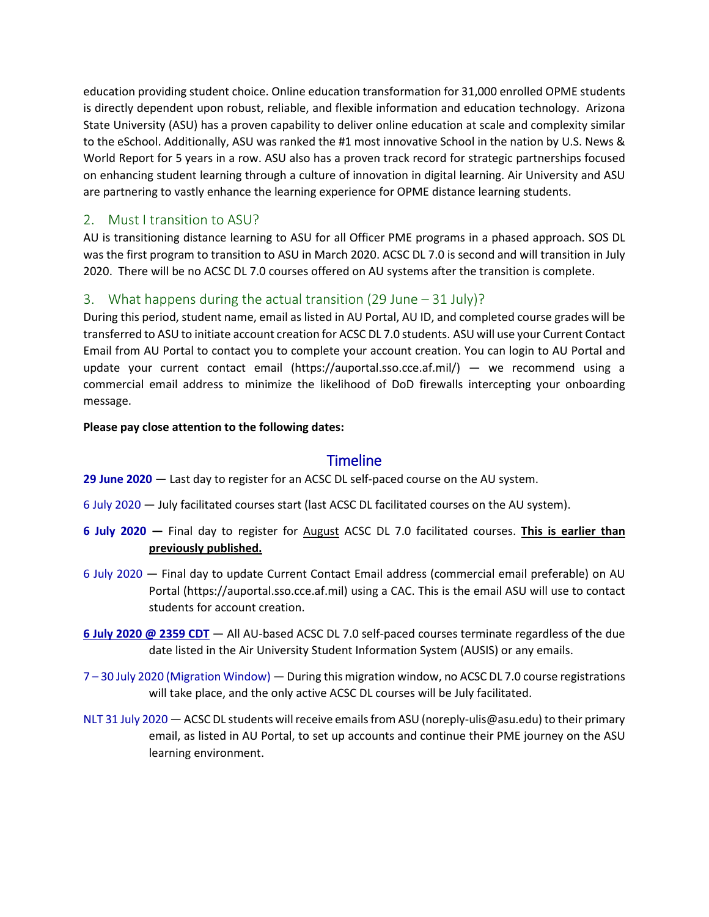education providing student choice. Online education transformation for 31,000 enrolled OPME students is directly dependent upon robust, reliable, and flexible information and education technology. Arizona State University (ASU) has a proven capability to deliver online education at scale and complexity similar to the eSchool. Additionally, ASU was ranked the #1 most innovative School in the nation by U.S. News & World Report for 5 years in a row. ASU also has a proven track record for strategic partnerships focused on enhancing student learning through a culture of innovation in digital learning. Air University and ASU are partnering to vastly enhance the learning experience for OPME distance learning students.

## 2. Must I transition to ASU?

AU is transitioning distance learning to ASU for all Officer PME programs in a phased approach. SOS DL was the first program to transition to ASU in March 2020. ACSC DL 7.0 is second and will transition in July 2020. There will be no ACSC DL 7.0 courses offered on AU systems after the transition is complete.

## 3. What happens during the actual transition (29 June – 31 July)?

During this period, student name, email as listed in AU Portal, AU ID, and completed course grades will be transferred to ASU to initiate account creation for ACSC DL 7.0 students. ASU will use your Current Contact Email from AU Portal to contact you to complete your account creation. You can login to AU Portal and update your current contact email (https://auportal.sso.cce.af.mil/) — we recommend using a commercial email address to minimize the likelihood of DoD firewalls intercepting your onboarding message.

**Please pay close attention to the following dates:**

### Timeline

**29 June 2020** — Last day to register for an ACSC DL self-paced course on the AU system.

6 July 2020 — July facilitated courses start (last ACSC DL facilitated courses on the AU system).

**6 July 2020 —** Final day to register for August ACSC DL 7.0 facilitated courses. **This is earlier than previously published.**

6 July 2020 — Final day to update Current Contact Email address (commercial email preferable) on AU Portal (https://auportal.sso.cce.af.mil) using a CAC. This is the email ASU will use to contact students for account creation.

**6 July 2020 @ 2359 CDT** — All AU-based ACSC DL 7.0 self-paced courses terminate regardless of the due date listed in the Air University Student Information System (AUSIS) or any emails.

7 – 30 July 2020 (Migration Window) — During this migration window, no ACSC DL 7.0 course registrations will take place, and the only active ACSC DL courses will be July facilitated.

NLT 31 July 2020 — ACSC DL students will receive emails from ASU (noreply-ulis@asu.edu) to their primary email, as listed in AU Portal, to set up accounts and continue their PME journey on the ASU learning environment.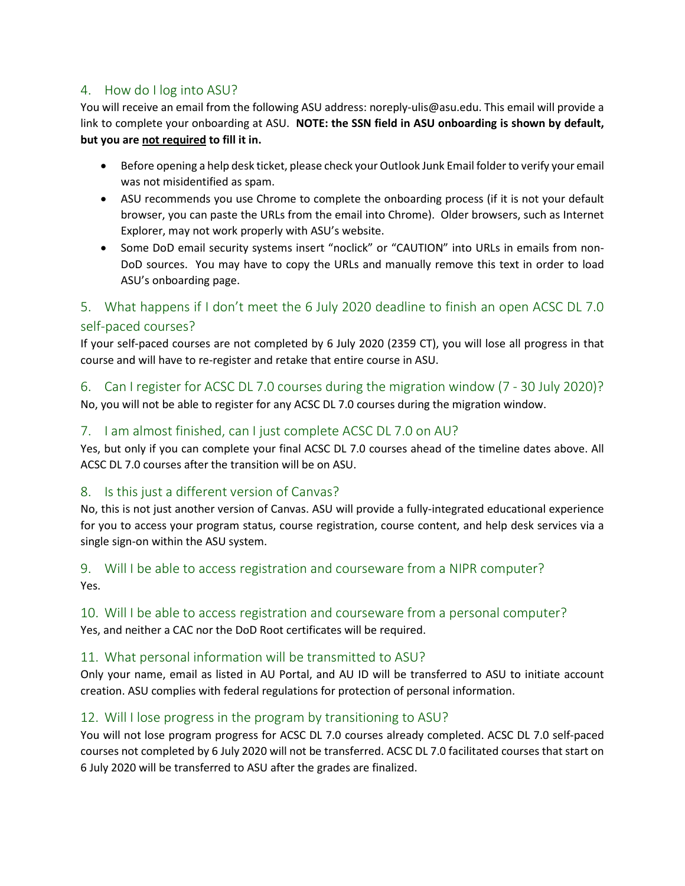## 4. How do I log into ASU?

You will receive an email from the following ASU address: noreply-ulis@asu.edu. This email will provide a link to complete your onboarding at ASU. **NOTE: the SSN field in ASU onboarding is shown by default, but you are <u>not required</u> to fill it in.**

- Before opening a help desk ticket, please check your Outlook Junk Email folder to verify your email was not misidentified as spam.
- ASU recommends you use Chrome to complete the onboarding process (if it is not your default browser, you can paste the URLs from the email into Chrome). Older browsers, such as Internet Explorer, may not work properly with ASU's website.
- Some DoD email security systems insert "noclick" or "CAUTION" into URLs in emails from non-DoD sources. You may have to copy the URLs and manually remove this text in order to load ASU's onboarding page.

## 5. What happens if I don't meet the 6 July 2020 deadline to finish an open ACSC DL 7.0 self-paced courses?

If your self-paced courses are not completed by 6 July 2020 (2359 CT), you will lose all progress in that course and will have to re-register and retake that entire course in ASU.

## 6. Can I register for ACSC DL 7.0 courses during the migration window (7 - 30 July 2020)?

No, you will not be able to register for any ACSC DL 7.0 courses during the migration window.

## 7. I am almost finished, can I just complete ACSC DL 7.0 on AU?

Yes, but only if you can complete your final ACSC DL 7.0 courses ahead of the timeline dates above. All ACSC DL 7.0 courses after the transition will be on ASU.

## 8. Is this just a different version of Canvas?

No, this is not just another version of Canvas. ASU will provide a fully-integrated educational experience for you to access your program status, course registration, course content, and help desk services via a single sign-on within the ASU system.

## 9. Will I be able to access registration and courseware from a NIPR computer?

Yes.

## 10. Will I be able to access registration and courseware from a personal computer?

Yes, and neither a CAC nor the DoD Root certificates will be required.

## 11. What personal information will be transmitted to ASU?

Only your name, email as listed in AU Portal, and AU ID will be transferred to ASU to initiate account creation. ASU complies with federal regulations for protection of personal information.

## 12. Will I lose progress in the program by transitioning to ASU?

You will not lose program progress for ACSC DL 7.0 courses already completed. ACSC DL 7.0 self-paced courses not completed by 6 July 2020 will not be transferred. ACSC DL 7.0 facilitated courses that start on 6 July 2020 will be transferred to ASU after the grades are finalized.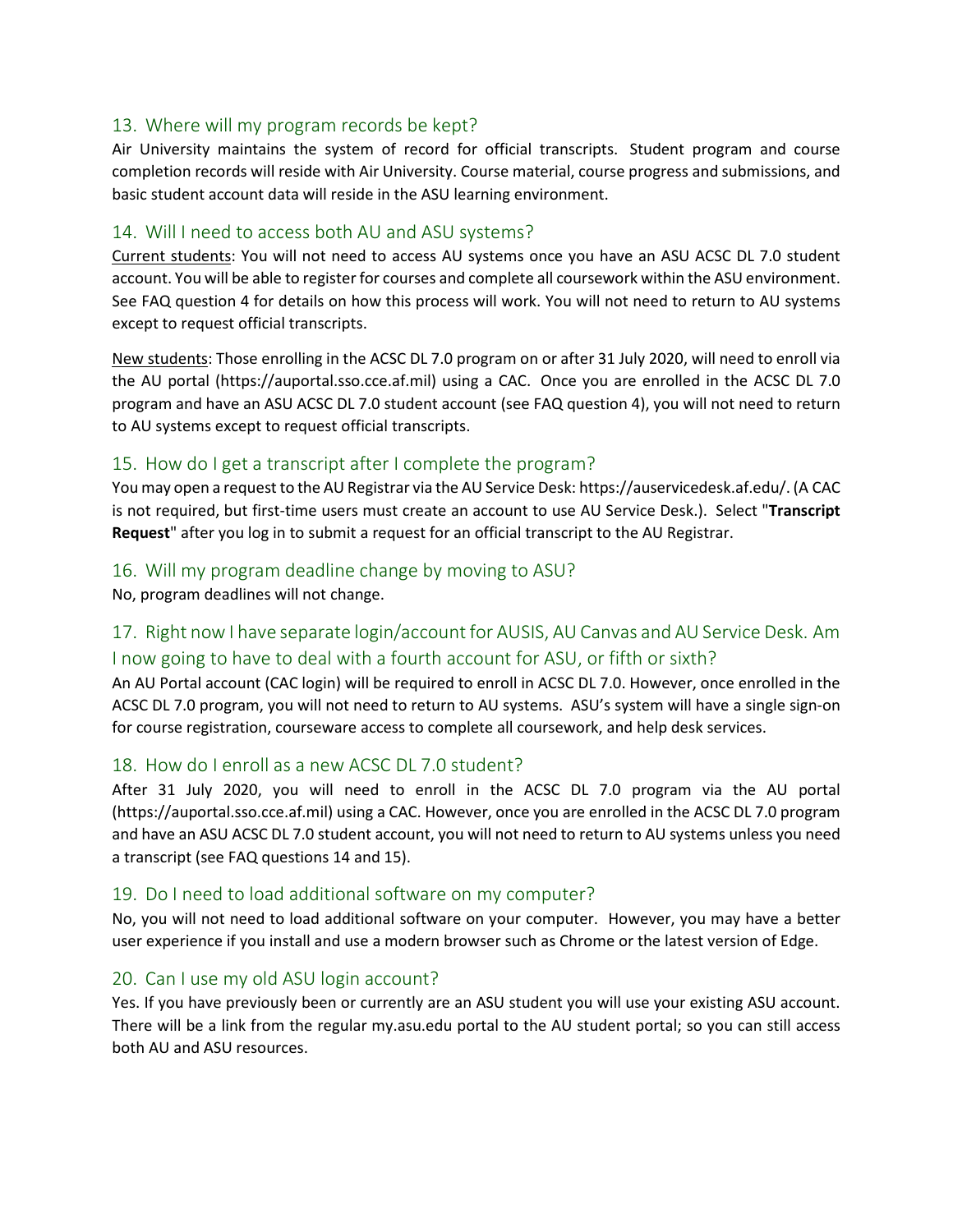## 13. Where will my program records be kept?

Air University maintains the system of record for official transcripts. Student program and course completion records will reside with Air University. Course material, course progress and submissions, and basic student account data will reside in the ASU learning environment.

## 14. Will I need to access both AU and ASU systems?

Current students: You will not need to access AU systems once you have an ASU ACSC DL 7.0 student account. You will be able to register for courses and complete all coursework within the ASU environment. See FAQ question 4 for details on how this process will work. You will not need to return to AU systems except to request official transcripts.

New students: Those enrolling in the ACSC DL 7.0 program on or after 31 July 2020, will need to enroll via the AU portal (https://auportal.sso.cce.af.mil) using a CAC. Once you are enrolled in the ACSC DL 7.0 program and have an ASU ACSC DL 7.0 student account (see FAQ question 4), you will not need to return to AU systems except to request official transcripts.

## 15. How do I get a transcript after I complete the program?

You may open a request to the AU Registrar via the AU Service Desk: https://auservicedesk.af.edu/. (A CAC is not required, but first-time users must create an account to use AU Service Desk.). Select "**Transcript Request**" after you log in to submit a request for an official transcript to the AU Registrar.

## 16. Will my program deadline change by moving to ASU?

No, program deadlines will not change.

## 17. Right now I have separate login/account for AUSIS, AU Canvas and AU Service Desk. Am I now going to have to deal with a fourth account for ASU, or fifth or sixth?

An AU Portal account (CAC login) will be required to enroll in ACSC DL 7.0. However, once enrolled in the ACSC DL 7.0 program, you will not need to return to AU systems. ASU's system will have a single sign-on for course registration, courseware access to complete all coursework, and help desk services.

## 18. How do I enroll as a new ACSC DL 7.0 student?

After 31 July 2020, you will need to enroll in the ACSC DL 7.0 program via the AU portal (https://auportal.sso.cce.af.mil) using a CAC. However, once you are enrolled in the ACSC DL 7.0 program and have an ASU ACSC DL 7.0 student account, you will not need to return to AU systems unless you need a transcript (see FAQ questions 14 and 15).

## 19. Do I need to load additional software on my computer?

No, you will not need to load additional software on your computer. However, you may have a better user experience if you install and use a modern browser such as Chrome or the latest version of Edge.

## 20. Can I use my old ASU login account?

Yes. If you have previously been or currently are an ASU student you will use your existing ASU account. There will be a link from the regular my.asu.edu portal to the AU student portal; so you can still access both AU and ASU resources.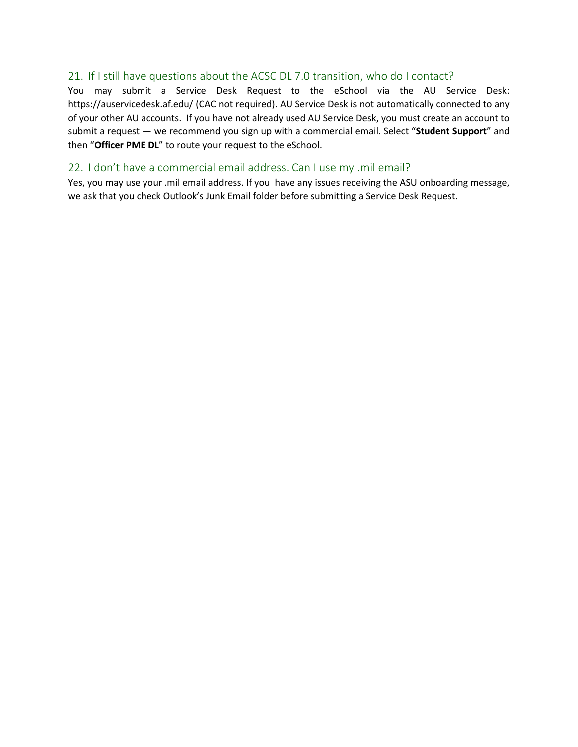## 21. If I still have questions about the ACSC DL 7.0 transition, who do I contact?

You may submit a Service Desk Request to the eSchool via the AU Service Desk: https://auservicedesk.af.edu/ (CAC not required). AU Service Desk is not automatically connected to any of your other AU accounts. If you have not already used AU Service Desk, you must create an account to submit a request — we recommend you sign up with a commercial email. Select "**Student Support**" and then "**Officer PME DL**" to route your request to the eSchool.

## 22. I don't have a commercial email address. Can I use my .mil email?

Yes, you may use your .mil email address. If you have any issues receiving the ASU onboarding message, we ask that you check Outlook's Junk Email folder before submitting a Service Desk Request.